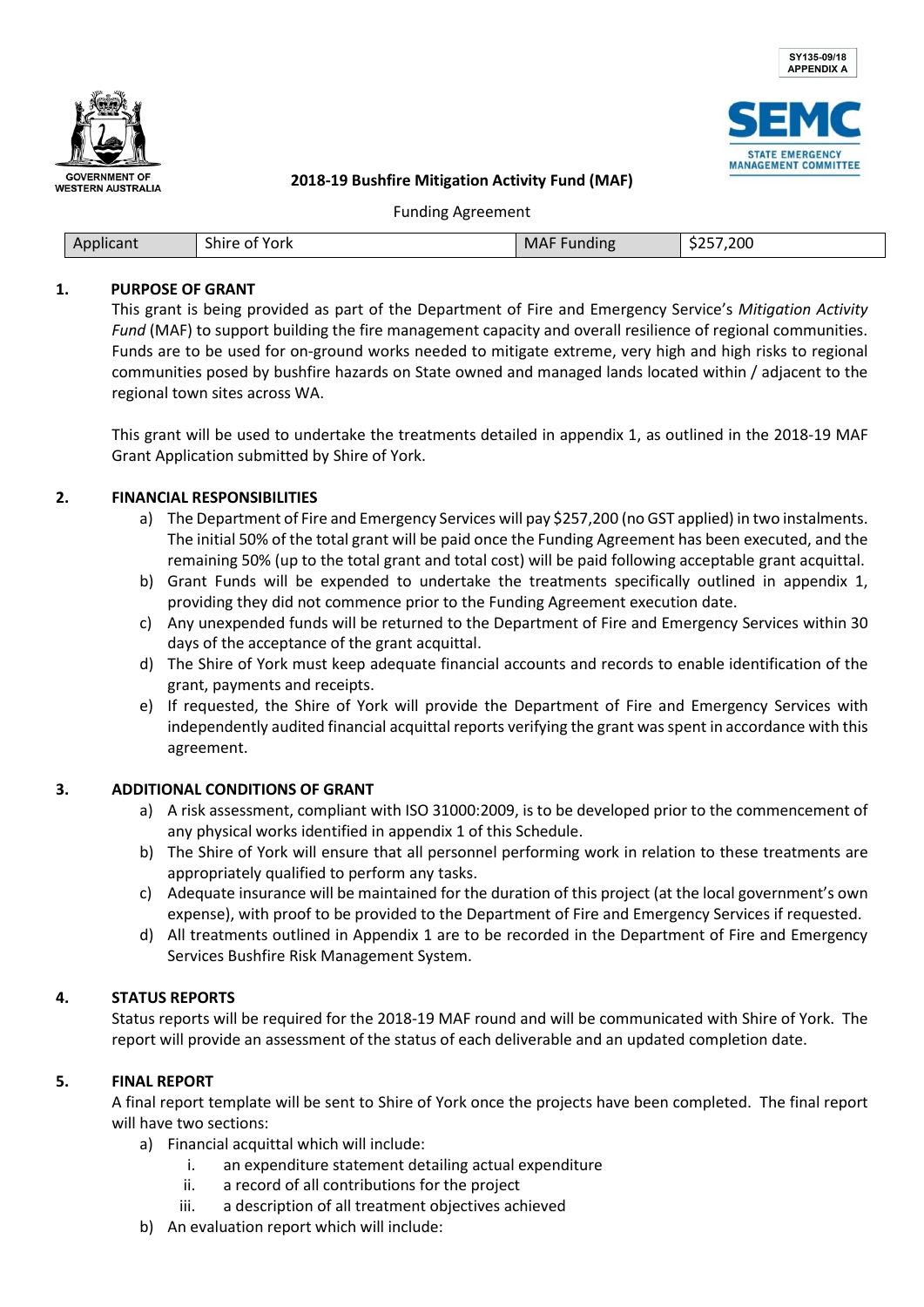SY135-09/18
APPENDIX A

GOVERNMENT OF WESTERN AUSTRALIA

SEMC STATE EMERGENCY MANAGEMENT COMMITTEE

## 2018-19 Bushfire Mitigation Activity Fund (MAF)

Funding Agreement

| Applicant | Shire of York | MAF Funding | $257,200 |
|---|---|---|---|

### 1. PURPOSE OF GRANT

This grant is being provided as part of the Department of Fire and Emergency Service's *Mitigation Activity Fund* (MAF) to support building the fire management capacity and overall resilience of regional communities. Funds are to be used for on-ground works needed to mitigate extreme, very high and high risks to regional communities posed by bushfire hazards on State owned and managed lands located within / adjacent to the regional town sites across WA.

This grant will be used to undertake the treatments detailed in appendix 1, as outlined in the 2018-19 MAF Grant Application submitted by Shire of York.

### 2. FINANCIAL RESPONSIBILITIES

a) The Department of Fire and Emergency Services will pay $257,200 (no GST applied) in two instalments. The initial 50% of the total grant will be paid once the Funding Agreement has been executed, and the remaining 50% (up to the total grant and total cost) will be paid following acceptable grant acquittal.

b) Grant Funds will be expended to undertake the treatments specifically outlined in appendix 1, providing they did not commence prior to the Funding Agreement execution date.

c) Any unexpended funds will be returned to the Department of Fire and Emergency Services within 30 days of the acceptance of the grant acquittal.

d) The Shire of York must keep adequate financial accounts and records to enable identification of the grant, payments and receipts.

e) If requested, the Shire of York will provide the Department of Fire and Emergency Services with independently audited financial acquittal reports verifying the grant was spent in accordance with this agreement.

### 3. ADDITIONAL CONDITIONS OF GRANT

a) A risk assessment, compliant with ISO 31000:2009, is to be developed prior to the commencement of any physical works identified in appendix 1 of this Schedule.

b) The Shire of York will ensure that all personnel performing work in relation to these treatments are appropriately qualified to perform any tasks.

c) Adequate insurance will be maintained for the duration of this project (at the local government's own expense), with proof to be provided to the Department of Fire and Emergency Services if requested.

d) All treatments outlined in Appendix 1 are to be recorded in the Department of Fire and Emergency Services Bushfire Risk Management System.

### 4. STATUS REPORTS

Status reports will be required for the 2018-19 MAF round and will be communicated with Shire of York. The report will provide an assessment of the status of each deliverable and an updated completion date.

### 5. FINAL REPORT

A final report template will be sent to Shire of York once the projects have been completed. The final report will have two sections:

a) Financial acquittal which will include:
   i. an expenditure statement detailing actual expenditure
   ii. a record of all contributions for the project
   iii. a description of all treatment objectives achieved

b) An evaluation report which will include: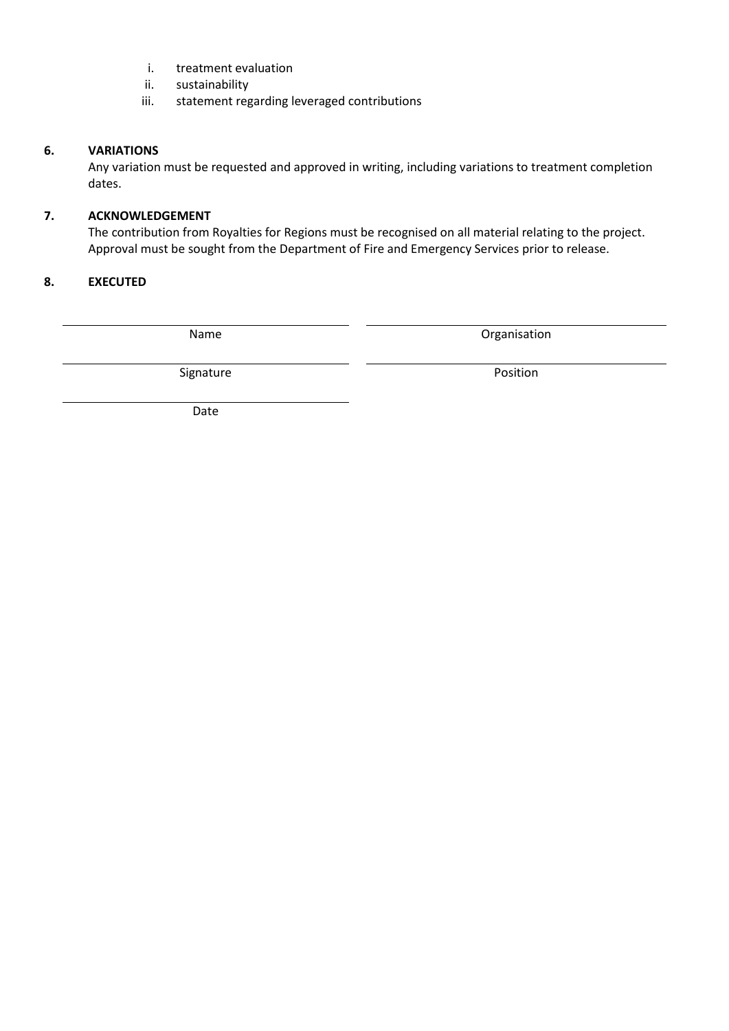i. treatment evaluation
   ii. sustainability
   iii. statement regarding leveraged contributions

**6. VARIATIONS**

Any variation must be requested and approved in writing, including variations to treatment completion dates.

**7. ACKNOWLEDGEMENT**

The contribution from Royalties for Regions must be recognised on all material relating to the project. Approval must be sought from the Department of Fire and Emergency Services prior to release.

**8. EXECUTED**

| | |
|---|---|
| ______________________ | ______________________ |
| Name | Organisation |
| ______________________ | ______________________ |
| Signature | Position |
| ______________________ | |
| Date | |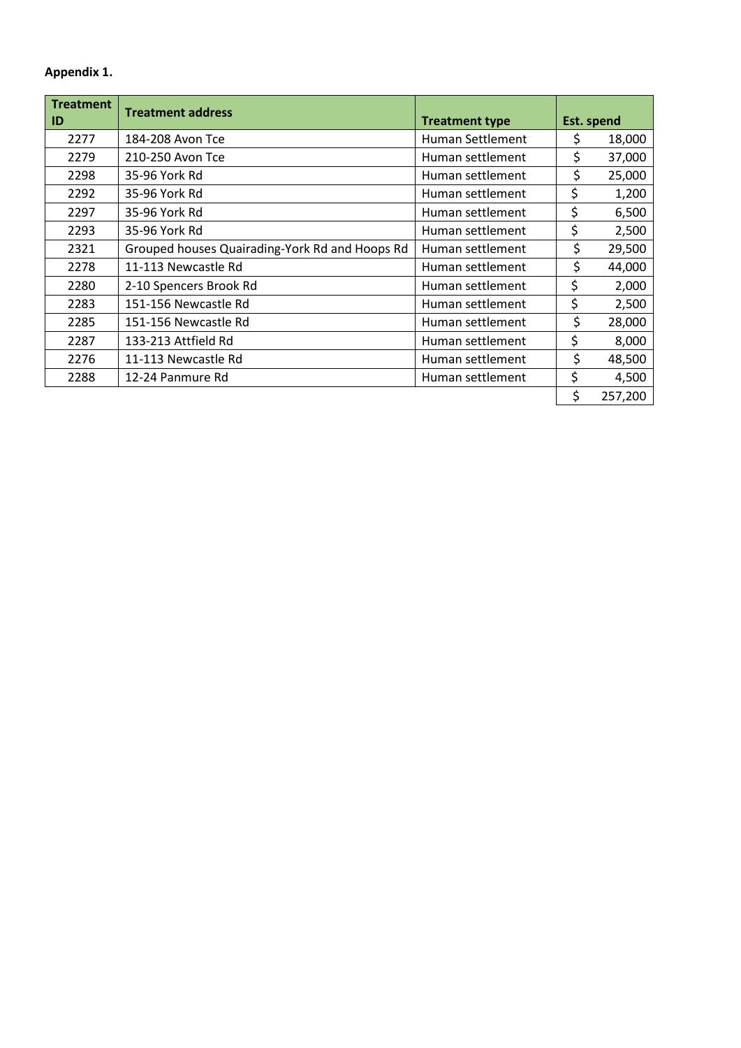**Appendix 1.**

| Treatment ID | Treatment address | Treatment type | Est. spend |
|---|---|---|---|
| 2277 | 184-208 Avon Tce | Human Settlement | $ 18,000 |
| 2279 | 210-250 Avon Tce | Human settlement | $ 37,000 |
| 2298 | 35-96 York Rd | Human settlement | $ 25,000 |
| 2292 | 35-96 York Rd | Human settlement | $ 1,200 |
| 2297 | 35-96 York Rd | Human settlement | $ 6,500 |
| 2293 | 35-96 York Rd | Human settlement | $ 2,500 |
| 2321 | Grouped houses Quairading-York Rd and Hoops Rd | Human settlement | $ 29,500 |
| 2278 | 11-113 Newcastle Rd | Human settlement | $ 44,000 |
| 2280 | 2-10 Spencers Brook Rd | Human settlement | $ 2,000 |
| 2283 | 151-156 Newcastle Rd | Human settlement | $ 2,500 |
| 2285 | 151-156 Newcastle Rd | Human settlement | $ 28,000 |
| 2287 | 133-213 Attfield Rd | Human settlement | $ 8,000 |
| 2276 | 11-113 Newcastle Rd | Human settlement | $ 48,500 |
| 2288 | 12-24 Panmure Rd | Human settlement | $ 4,500 |
| | | | $ 257,200 |